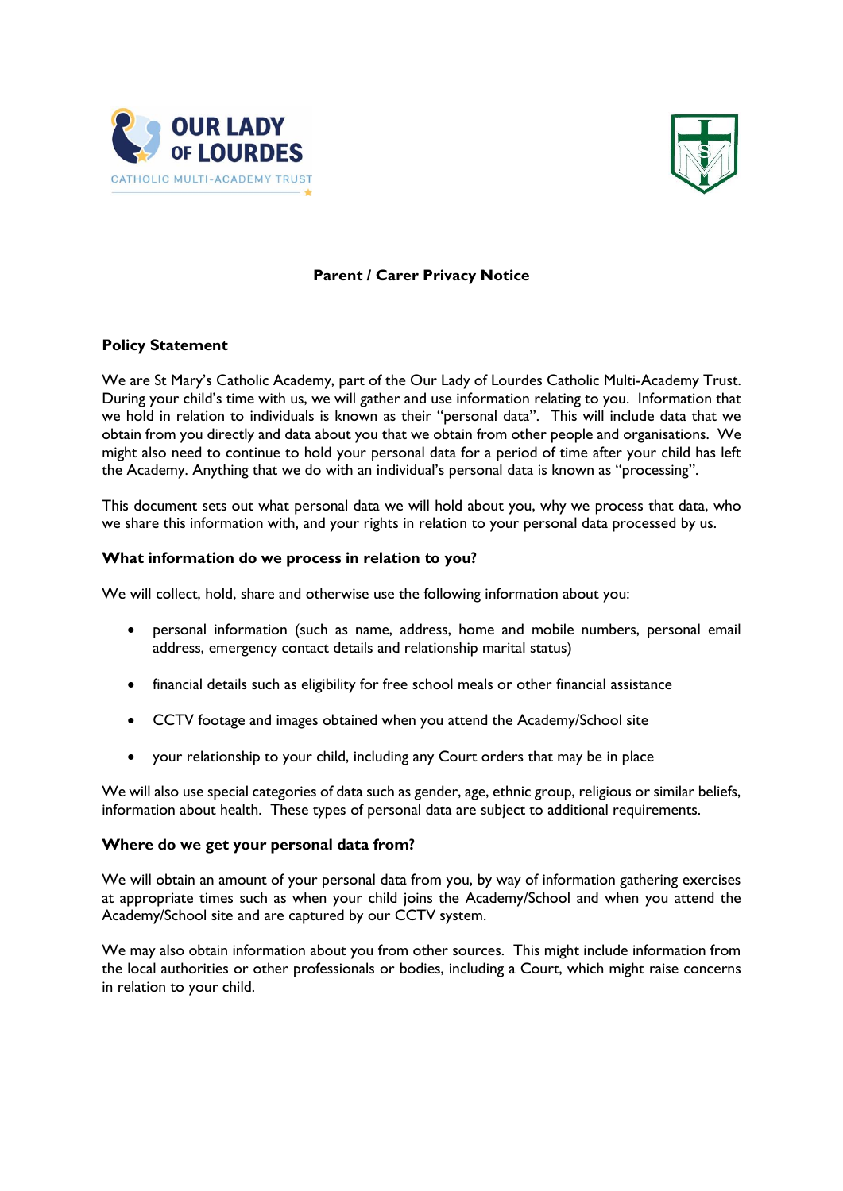# Parent / Carer Privacy Notice

## Policy Statement

We are St Mary's Catholic Academy, part of the Our Lady of Lourdes Catholic Multi-Academy Trust. During your child's time with us, we will gather and use information relating to you. Information that we hold in relation to individuals is known as their "personal data". This will include data that we obtain from you directly and data about you that we obtain from other people and organisations. We might also need to continue to hold your personal data for a period of time after your child has left the Academy. Anything that we do with an individual's personal data is known as "processing".

This document sets out what personal data we will hold about you, why we process that data, who we share this information with, and your rights in relation to your personal data processed by us.

## What information do we process in relation to you?

We will collect, hold, share and otherwise use the following information about you:

- personal information (such as name, address, home and mobile numbers, personal email address, emergency contact details and relationship marital status)
- financial details such as eligibility for free school meals or other financial assistance
- CCTV footage and images obtained when you attend the Academy/School site
- your relationship to your child, including any Court orders that may be in place

We will also use special categories of data such as gender, age, ethnic group, religious or similar beliefs, information about health. These types of personal data are subject to additional requirements.

## Where do we get your personal data from?

We will obtain an amount of your personal data from you, by way of information gathering exercises at appropriate times such as when your child joins the Academy/School and when you attend the Academy/School site and are captured by our CCTV system.

We may also obtain information about you from other sources. This might include information from the local authorities or other professionals or bodies, including a Court, which might raise concerns in relation to your child.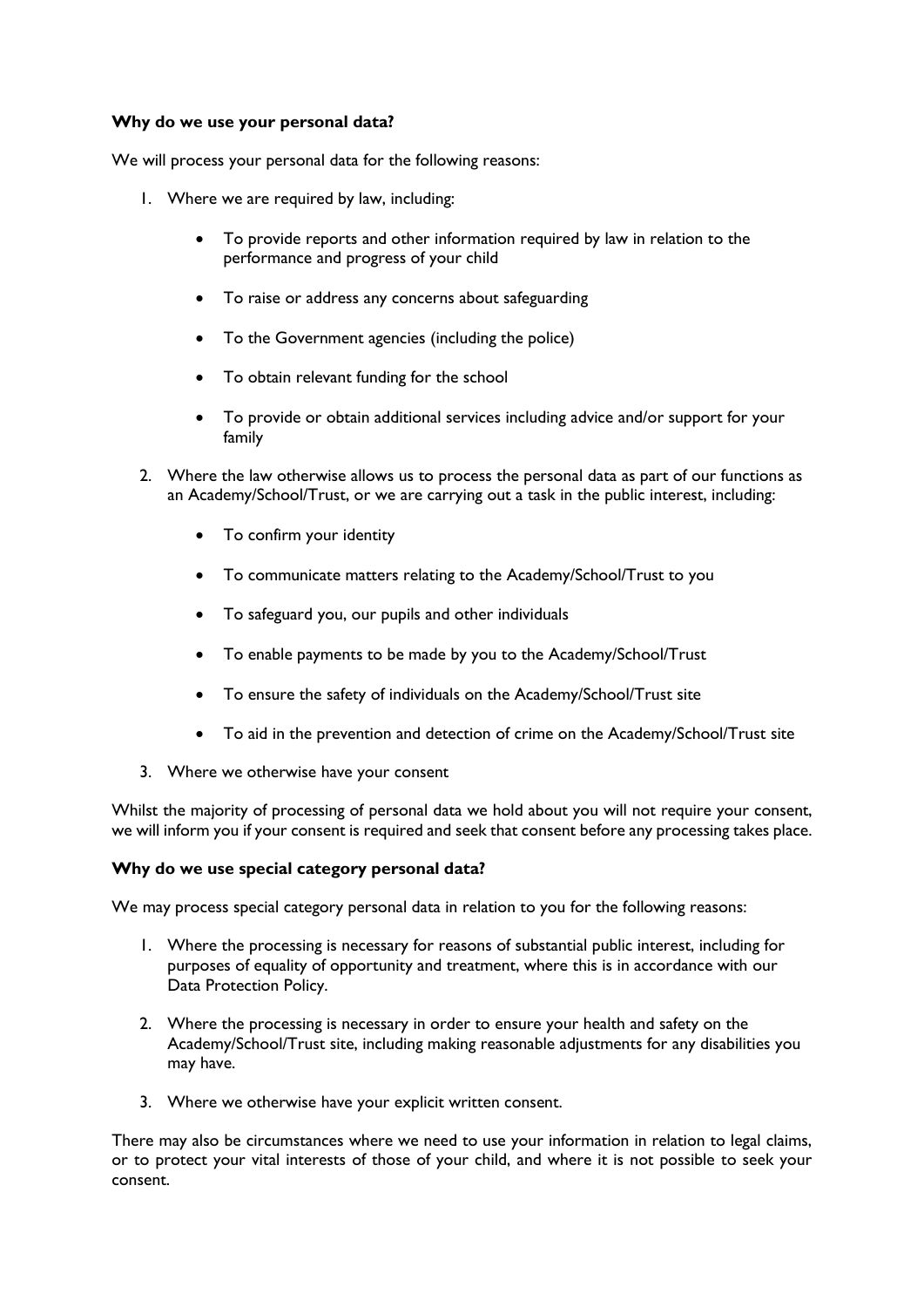**Why do we use your personal data?**

We will process your personal data for the following reasons:

1. Where we are required by law, including:
   - To provide reports and other information required by law in relation to the performance and progress of your child
   - To raise or address any concerns about safeguarding
   - To the Government agencies (including the police)
   - To obtain relevant funding for the school
   - To provide or obtain additional services including advice and/or support for your family
2. Where the law otherwise allows us to process the personal data as part of our functions as an Academy/School/Trust, or we are carrying out a task in the public interest, including:
   - To confirm your identity
   - To communicate matters relating to the Academy/School/Trust to you
   - To safeguard you, our pupils and other individuals
   - To enable payments to be made by you to the Academy/School/Trust
   - To ensure the safety of individuals on the Academy/School/Trust site
   - To aid in the prevention and detection of crime on the Academy/School/Trust site
3. Where we otherwise have your consent

Whilst the majority of processing of personal data we hold about you will not require your consent, we will inform you if your consent is required and seek that consent before any processing takes place.

**Why do we use special category personal data?**

We may process special category personal data in relation to you for the following reasons:

1. Where the processing is necessary for reasons of substantial public interest, including for purposes of equality of opportunity and treatment, where this is in accordance with our Data Protection Policy.
2. Where the processing is necessary in order to ensure your health and safety on the Academy/School/Trust site, including making reasonable adjustments for any disabilities you may have.
3. Where we otherwise have your explicit written consent.

There may also be circumstances where we need to use your information in relation to legal claims, or to protect your vital interests of those of your child, and where it is not possible to seek your consent.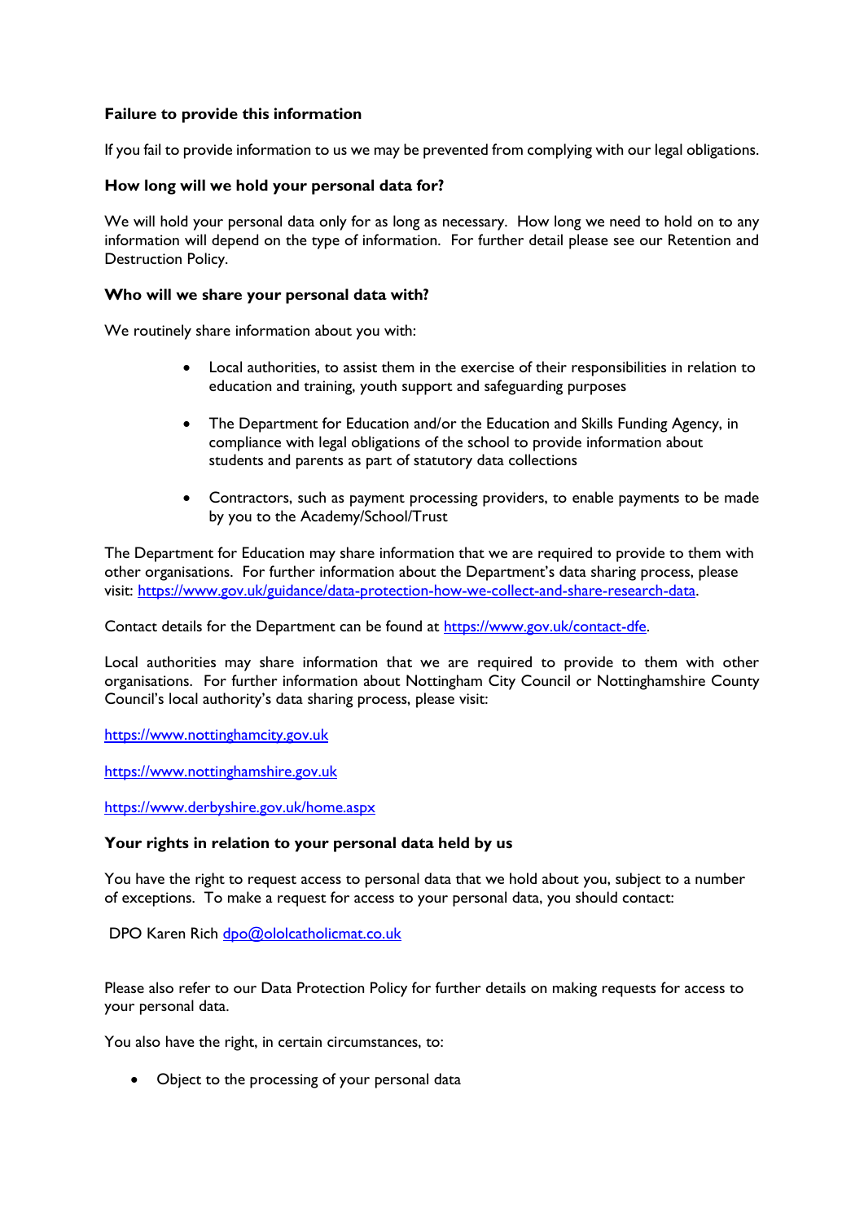**Failure to provide this information**

If you fail to provide information to us we may be prevented from complying with our legal obligations.

**How long will we hold your personal data for?**

We will hold your personal data only for as long as necessary. How long we need to hold on to any information will depend on the type of information. For further detail please see our Retention and Destruction Policy.

**Who will we share your personal data with?**

We routinely share information about you with:

- Local authorities, to assist them in the exercise of their responsibilities in relation to education and training, youth support and safeguarding purposes
- The Department for Education and/or the Education and Skills Funding Agency, in compliance with legal obligations of the school to provide information about students and parents as part of statutory data collections
- Contractors, such as payment processing providers, to enable payments to be made by you to the Academy/School/Trust

The Department for Education may share information that we are required to provide to them with other organisations. For further information about the Department's data sharing process, please visit: [https://www.gov.uk/guidance/data-protection-how-we-collect-and-share-research-data](https://www.gov.uk/guidance/data-protection-how-we-collect-and-share-research-data).

Contact details for the Department can be found at [https://www.gov.uk/contact-dfe](https://www.gov.uk/contact-dfe).

Local authorities may share information that we are required to provide to them with other organisations. For further information about Nottingham City Council or Nottinghamshire County Council's local authority's data sharing process, please visit:

[https://www.nottinghamcity.gov.uk](https://www.nottinghamcity.gov.uk)

[https://www.nottinghamshire.gov.uk](https://www.nottinghamshire.gov.uk)

[https://www.derbyshire.gov.uk/home.aspx](https://www.derbyshire.gov.uk/home.aspx)

**Your rights in relation to your personal data held by us**

You have the right to request access to personal data that we hold about you, subject to a number of exceptions. To make a request for access to your personal data, you should contact:

DPO Karen Rich [dpo@ololcatholicmat.co.uk](mailto:dpo@ololcatholicmat.co.uk)

Please also refer to our Data Protection Policy for further details on making requests for access to your personal data.

You also have the right, in certain circumstances, to:

- Object to the processing of your personal data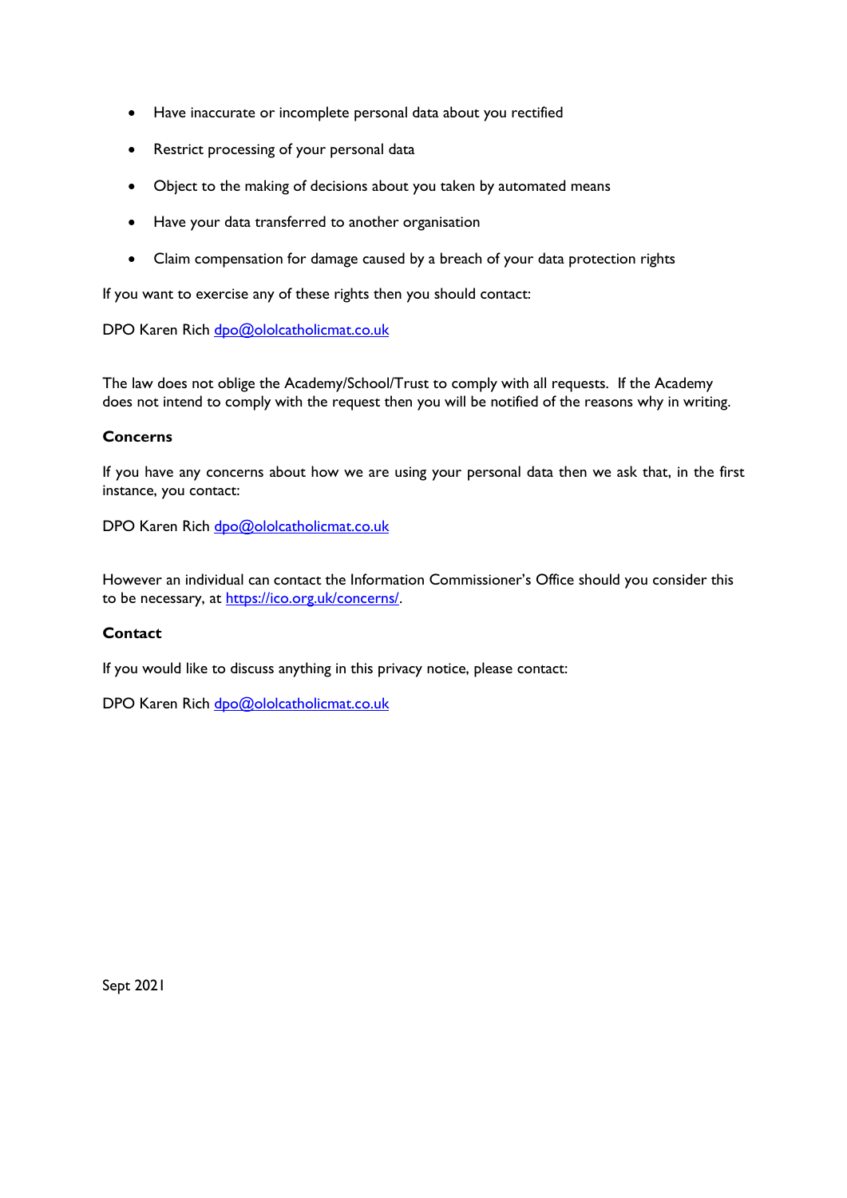- Have inaccurate or incomplete personal data about you rectified
- Restrict processing of your personal data
- Object to the making of decisions about you taken by automated means
- Have your data transferred to another organisation
- Claim compensation for damage caused by a breach of your data protection rights

If you want to exercise any of these rights then you should contact:

DPO Karen Rich dpo@ololcatholicmat.co.uk

The law does not oblige the Academy/School/Trust to comply with all requests. If the Academy does not intend to comply with the request then you will be notified of the reasons why in writing.

**Concerns**

If you have any concerns about how we are using your personal data then we ask that, in the first instance, you contact:

DPO Karen Rich dpo@ololcatholicmat.co.uk

However an individual can contact the Information Commissioner's Office should you consider this to be necessary, at https://ico.org.uk/concerns/.

**Contact**

If you would like to discuss anything in this privacy notice, please contact:

DPO Karen Rich dpo@ololcatholicmat.co.uk

Sept 2021